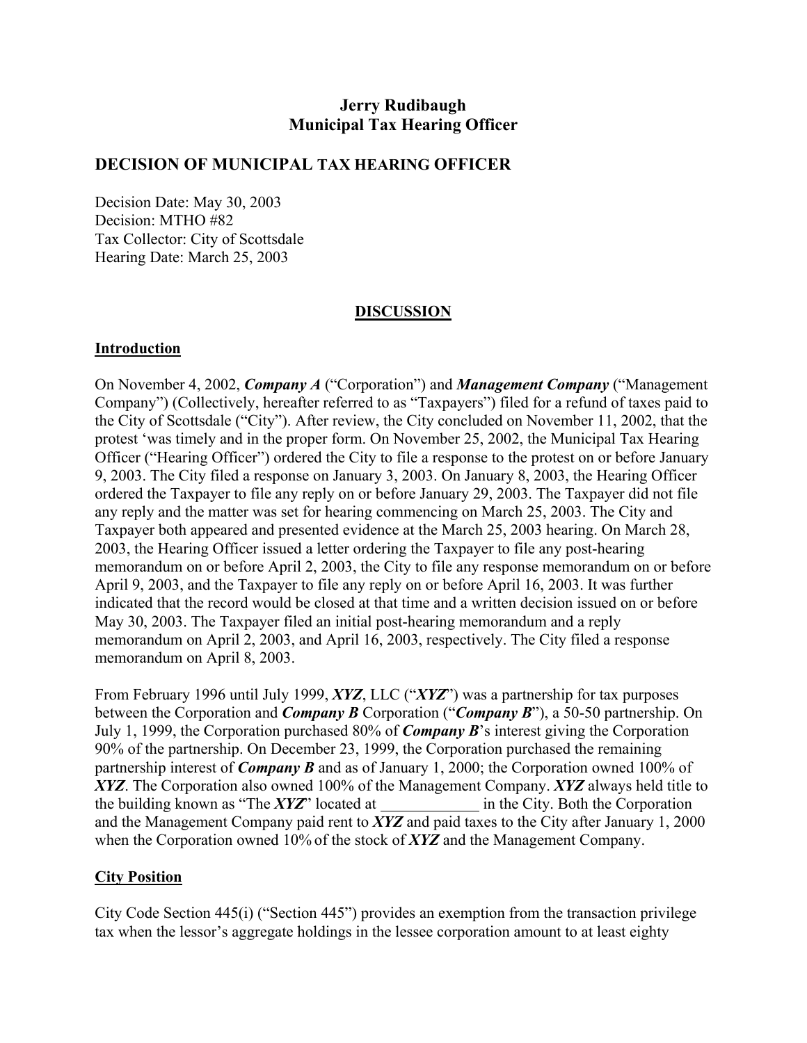**Jerry Rudibaugh**
**Municipal Tax Hearing Officer**

## DECISION OF MUNICIPAL TAX HEARING OFFICER

Decision Date: May 30, 2003
Decision: MTHO #82
Tax Collector: City of Scottsdale
Hearing Date: March 25, 2003

### DISCUSSION

### Introduction

On November 4, 2002, ***Company A*** ("Corporation") and ***Management Company*** ("Management Company") (Collectively, hereafter referred to as "Taxpayers") filed for a refund of taxes paid to the City of Scottsdale ("City"). After review, the City concluded on November 11, 2002, that the protest 'was timely and in the proper form. On November 25, 2002, the Municipal Tax Hearing Officer ("Hearing Officer") ordered the City to file a response to the protest on or before January 9, 2003. The City filed a response on January 3, 2003. On January 8, 2003, the Hearing Officer ordered the Taxpayer to file any reply on or before January 29, 2003. The Taxpayer did not file any reply and the matter was set for hearing commencing on March 25, 2003. The City and Taxpayer both appeared and presented evidence at the March 25, 2003 hearing. On March 28, 2003, the Hearing Officer issued a letter ordering the Taxpayer to file any post-hearing memorandum on or before April 2, 2003, the City to file any response memorandum on or before April 9, 2003, and the Taxpayer to file any reply on or before April 16, 2003. It was further indicated that the record would be closed at that time and a written decision issued on or before May 30, 2003. The Taxpayer filed an initial post-hearing memorandum and a reply memorandum on April 2, 2003, and April 16, 2003, respectively. The City filed a response memorandum on April 8, 2003.

From February 1996 until July 1999, ***XYZ***, LLC ("***XYZ***") was a partnership for tax purposes between the Corporation and ***Company B*** Corporation ("***Company B***"), a 50-50 partnership. On July 1, 1999, the Corporation purchased 80% of ***Company B***'s interest giving the Corporation 90% of the partnership. On December 23, 1999, the Corporation purchased the remaining partnership interest of ***Company B*** and as of January 1, 2000; the Corporation owned 100% of ***XYZ***. The Corporation also owned 100% of the Management Company. ***XYZ*** always held title to the building known as "The ***XYZ***" located at ____________ in the City. Both the Corporation and the Management Company paid rent to ***XYZ*** and paid taxes to the City after January 1, 2000 when the Corporation owned 10% of the stock of ***XYZ*** and the Management Company.

### City Position

City Code Section 445(i) ("Section 445") provides an exemption from the transaction privilege tax when the lessor's aggregate holdings in the lessee corporation amount to at least eighty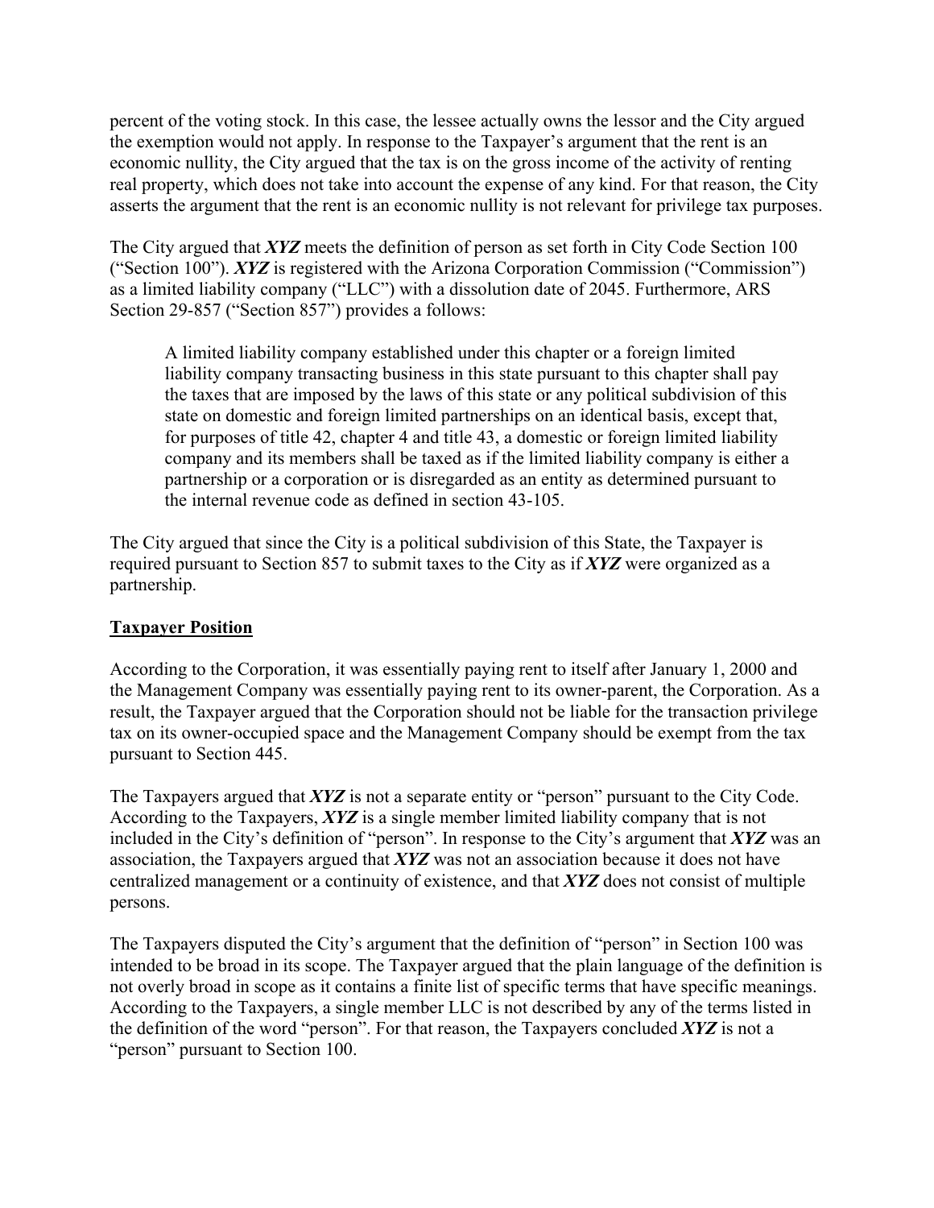percent of the voting stock. In this case, the lessee actually owns the lessor and the City argued the exemption would not apply. In response to the Taxpayer's argument that the rent is an economic nullity, the City argued that the tax is on the gross income of the activity of renting real property, which does not take into account the expense of any kind. For that reason, the City asserts the argument that the rent is an economic nullity is not relevant for privilege tax purposes.

The City argued that ***XYZ*** meets the definition of person as set forth in City Code Section 100 ("Section 100"). ***XYZ*** is registered with the Arizona Corporation Commission ("Commission") as a limited liability company ("LLC") with a dissolution date of 2045. Furthermore, ARS Section 29-857 ("Section 857") provides a follows:

> A limited liability company established under this chapter or a foreign limited liability company transacting business in this state pursuant to this chapter shall pay the taxes that are imposed by the laws of this state or any political subdivision of this state on domestic and foreign limited partnerships on an identical basis, except that, for purposes of title 42, chapter 4 and title 43, a domestic or foreign limited liability company and its members shall be taxed as if the limited liability company is either a partnership or a corporation or is disregarded as an entity as determined pursuant to the internal revenue code as defined in section 43-105.

The City argued that since the City is a political subdivision of this State, the Taxpayer is required pursuant to Section 857 to submit taxes to the City as if ***XYZ*** were organized as a partnership.

<u>**Taxpayer Position**</u>

According to the Corporation, it was essentially paying rent to itself after January 1, 2000 and the Management Company was essentially paying rent to its owner-parent, the Corporation. As a result, the Taxpayer argued that the Corporation should not be liable for the transaction privilege tax on its owner-occupied space and the Management Company should be exempt from the tax pursuant to Section 445.

The Taxpayers argued that ***XYZ*** is not a separate entity or "person" pursuant to the City Code. According to the Taxpayers, ***XYZ*** is a single member limited liability company that is not included in the City's definition of "person". In response to the City's argument that ***XYZ*** was an association, the Taxpayers argued that ***XYZ*** was not an association because it does not have centralized management or a continuity of existence, and that ***XYZ*** does not consist of multiple persons.

The Taxpayers disputed the City's argument that the definition of "person" in Section 100 was intended to be broad in its scope. The Taxpayer argued that the plain language of the definition is not overly broad in scope as it contains a finite list of specific terms that have specific meanings. According to the Taxpayers, a single member LLC is not described by any of the terms listed in the definition of the word "person". For that reason, the Taxpayers concluded ***XYZ*** is not a "person" pursuant to Section 100.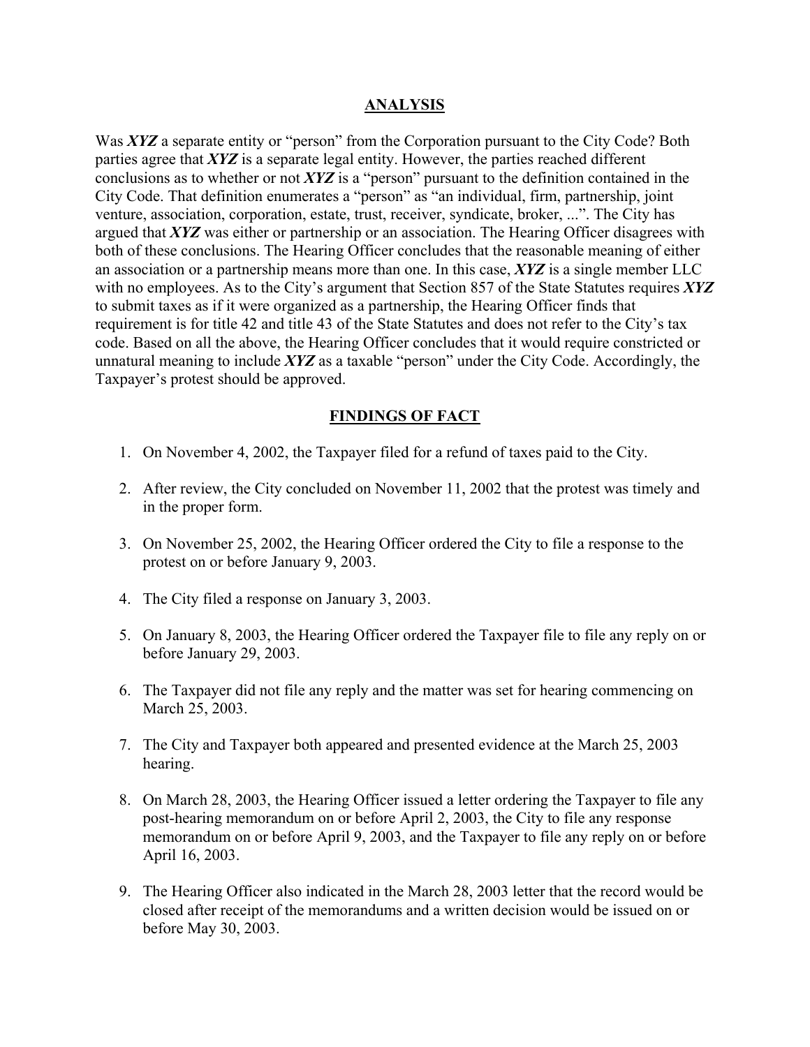## ANALYSIS

Was ***XYZ*** a separate entity or "person" from the Corporation pursuant to the City Code? Both parties agree that ***XYZ*** is a separate legal entity. However, the parties reached different conclusions as to whether or not ***XYZ*** is a "person" pursuant to the definition contained in the City Code. That definition enumerates a "person" as "an individual, firm, partnership, joint venture, association, corporation, estate, trust, receiver, syndicate, broker, ...". The City has argued that ***XYZ*** was either or partnership or an association. The Hearing Officer disagrees with both of these conclusions. The Hearing Officer concludes that the reasonable meaning of either an association or a partnership means more than one. In this case, ***XYZ*** is a single member LLC with no employees. As to the City's argument that Section 857 of the State Statutes requires ***XYZ*** to submit taxes as if it were organized as a partnership, the Hearing Officer finds that requirement is for title 42 and title 43 of the State Statutes and does not refer to the City's tax code. Based on all the above, the Hearing Officer concludes that it would require constricted or unnatural meaning to include ***XYZ*** as a taxable "person" under the City Code. Accordingly, the Taxpayer's protest should be approved.

## FINDINGS OF FACT

1. On November 4, 2002, the Taxpayer filed for a refund of taxes paid to the City.
2. After review, the City concluded on November 11, 2002 that the protest was timely and in the proper form.
3. On November 25, 2002, the Hearing Officer ordered the City to file a response to the protest on or before January 9, 2003.
4. The City filed a response on January 3, 2003.
5. On January 8, 2003, the Hearing Officer ordered the Taxpayer file to file any reply on or before January 29, 2003.
6. The Taxpayer did not file any reply and the matter was set for hearing commencing on March 25, 2003.
7. The City and Taxpayer both appeared and presented evidence at the March 25, 2003 hearing.
8. On March 28, 2003, the Hearing Officer issued a letter ordering the Taxpayer to file any post-hearing memorandum on or before April 2, 2003, the City to file any response memorandum on or before April 9, 2003, and the Taxpayer to file any reply on or before April 16, 2003.
9. The Hearing Officer also indicated in the March 28, 2003 letter that the record would be closed after receipt of the memorandums and a written decision would be issued on or before May 30, 2003.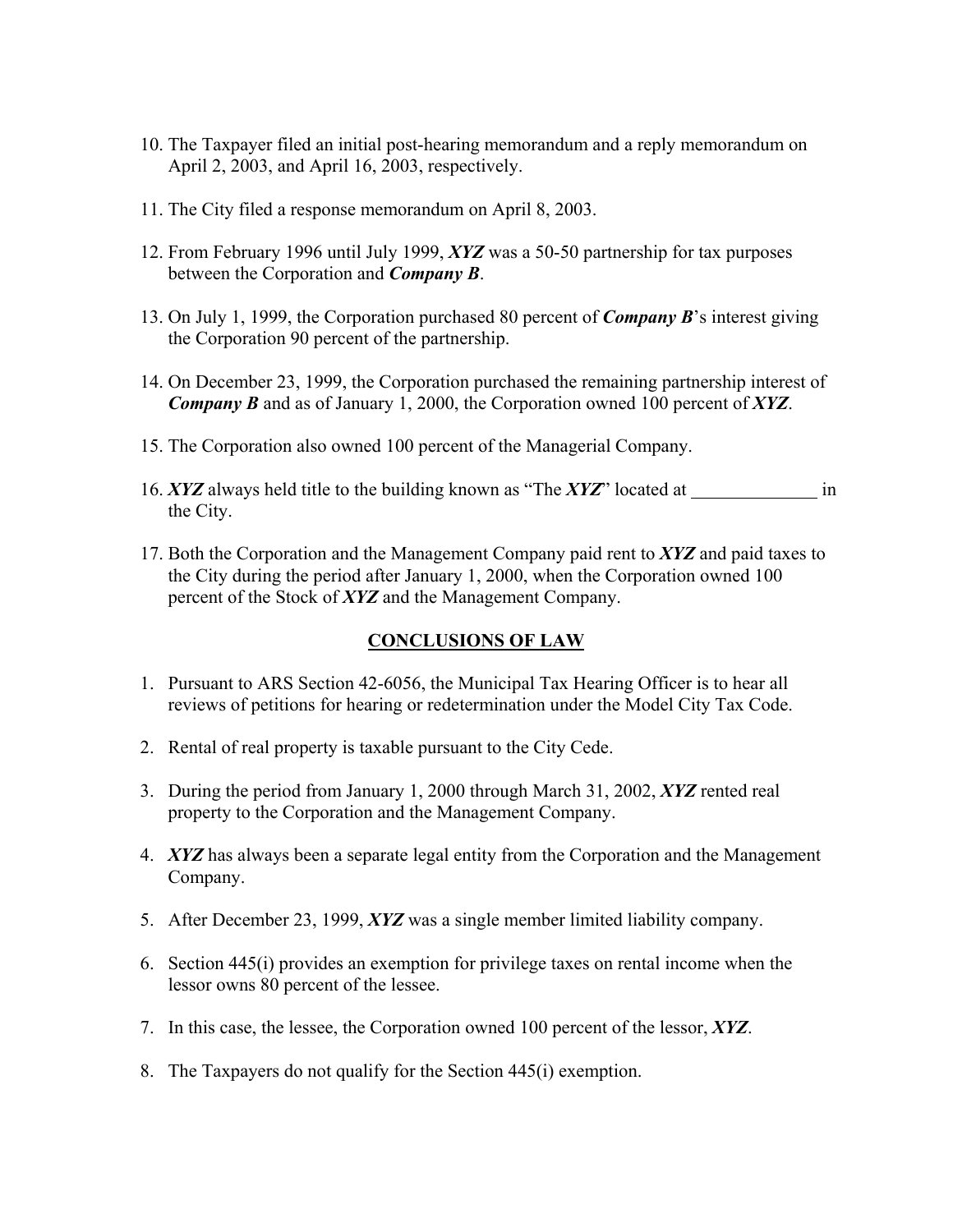10. The Taxpayer filed an initial post-hearing memorandum and a reply memorandum on April 2, 2003, and April 16, 2003, respectively.

11. The City filed a response memorandum on April 8, 2003.

12. From February 1996 until July 1999, ***XYZ*** was a 50-50 partnership for tax purposes between the Corporation and ***Company B***.

13. On July 1, 1999, the Corporation purchased 80 percent of ***Company B***'s interest giving the Corporation 90 percent of the partnership.

14. On December 23, 1999, the Corporation purchased the remaining partnership interest of ***Company B*** and as of January 1, 2000, the Corporation owned 100 percent of ***XYZ***.

15. The Corporation also owned 100 percent of the Managerial Company.

16. ***XYZ*** always held title to the building known as "The ***XYZ***" located at ______________ in the City.

17. Both the Corporation and the Management Company paid rent to ***XYZ*** and paid taxes to the City during the period after January 1, 2000, when the Corporation owned 100 percent of the Stock of ***XYZ*** and the Management Company.

## CONCLUSIONS OF LAW

1. Pursuant to ARS Section 42-6056, the Municipal Tax Hearing Officer is to hear all reviews of petitions for hearing or redetermination under the Model City Tax Code.

2. Rental of real property is taxable pursuant to the City Cede.

3. During the period from January 1, 2000 through March 31, 2002, ***XYZ*** rented real property to the Corporation and the Management Company.

4. ***XYZ*** has always been a separate legal entity from the Corporation and the Management Company.

5. After December 23, 1999, ***XYZ*** was a single member limited liability company.

6. Section 445(i) provides an exemption for privilege taxes on rental income when the lessor owns 80 percent of the lessee.

7. In this case, the lessee, the Corporation owned 100 percent of the lessor, ***XYZ***.

8. The Taxpayers do not qualify for the Section 445(i) exemption.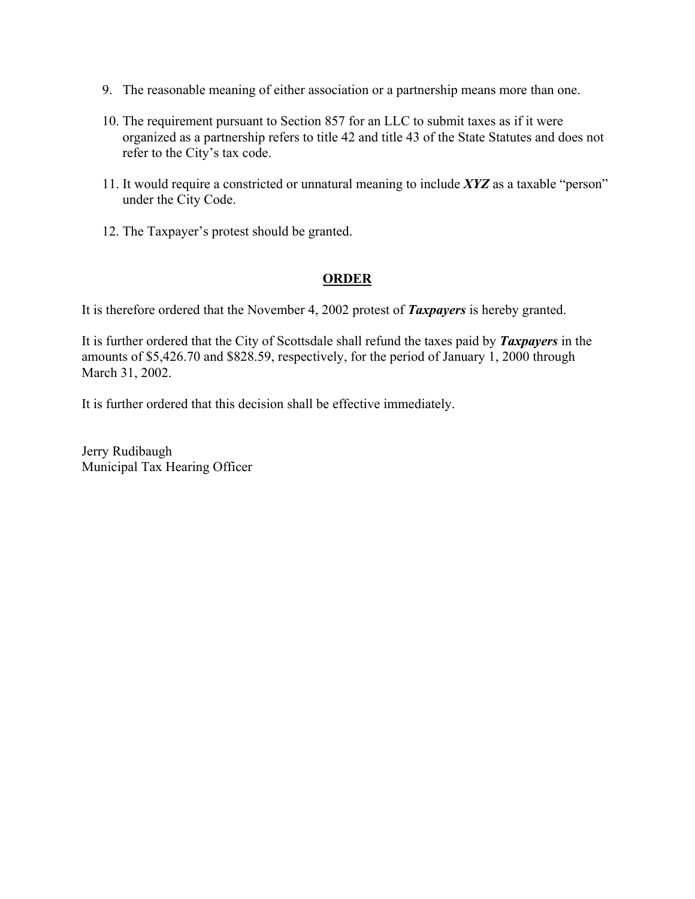9. The reasonable meaning of either association or a partnership means more than one.

10. The requirement pursuant to Section 857 for an LLC to submit taxes as if it were organized as a partnership refers to title 42 and title 43 of the State Statutes and does not refer to the City's tax code.

11. It would require a constricted or unnatural meaning to include ***XYZ*** as a taxable "person" under the City Code.

12. The Taxpayer's protest should be granted.

## **ORDER**

It is therefore ordered that the November 4, 2002 protest of ***Taxpayers*** is hereby granted.

It is further ordered that the City of Scottsdale shall refund the taxes paid by ***Taxpayers*** in the amounts of $5,426.70 and $828.59, respectively, for the period of January 1, 2000 through March 31, 2002.

It is further ordered that this decision shall be effective immediately.

Jerry Rudibaugh
Municipal Tax Hearing Officer